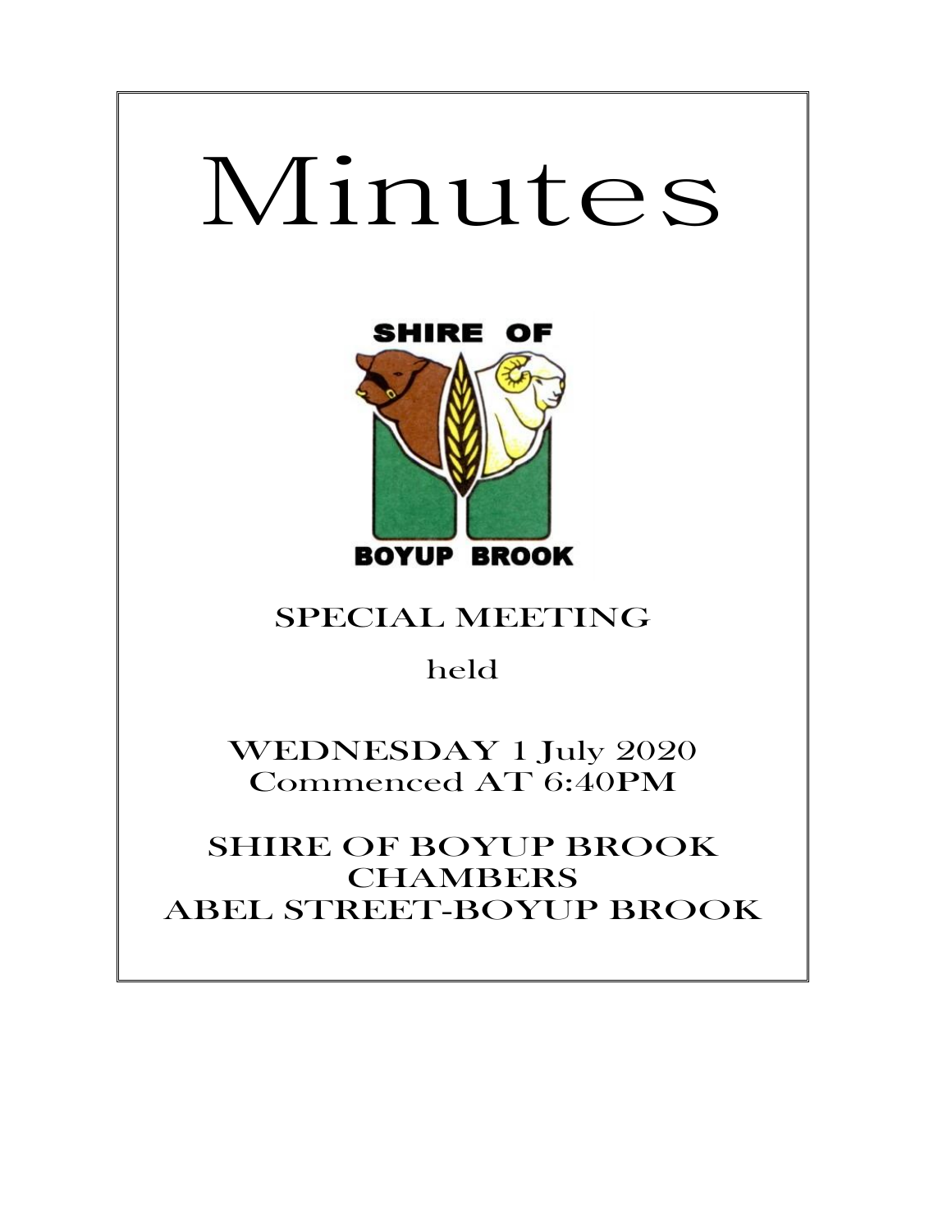# Minutes

SHIRE OF

BOYUP BROOK

## SPECIAL MEETING

held

WEDNESDAY 1 July 2020
Commenced AT 6:40PM

SHIRE OF BOYUP BROOK
CHAMBERS
ABEL STREET-BOYUP BROOK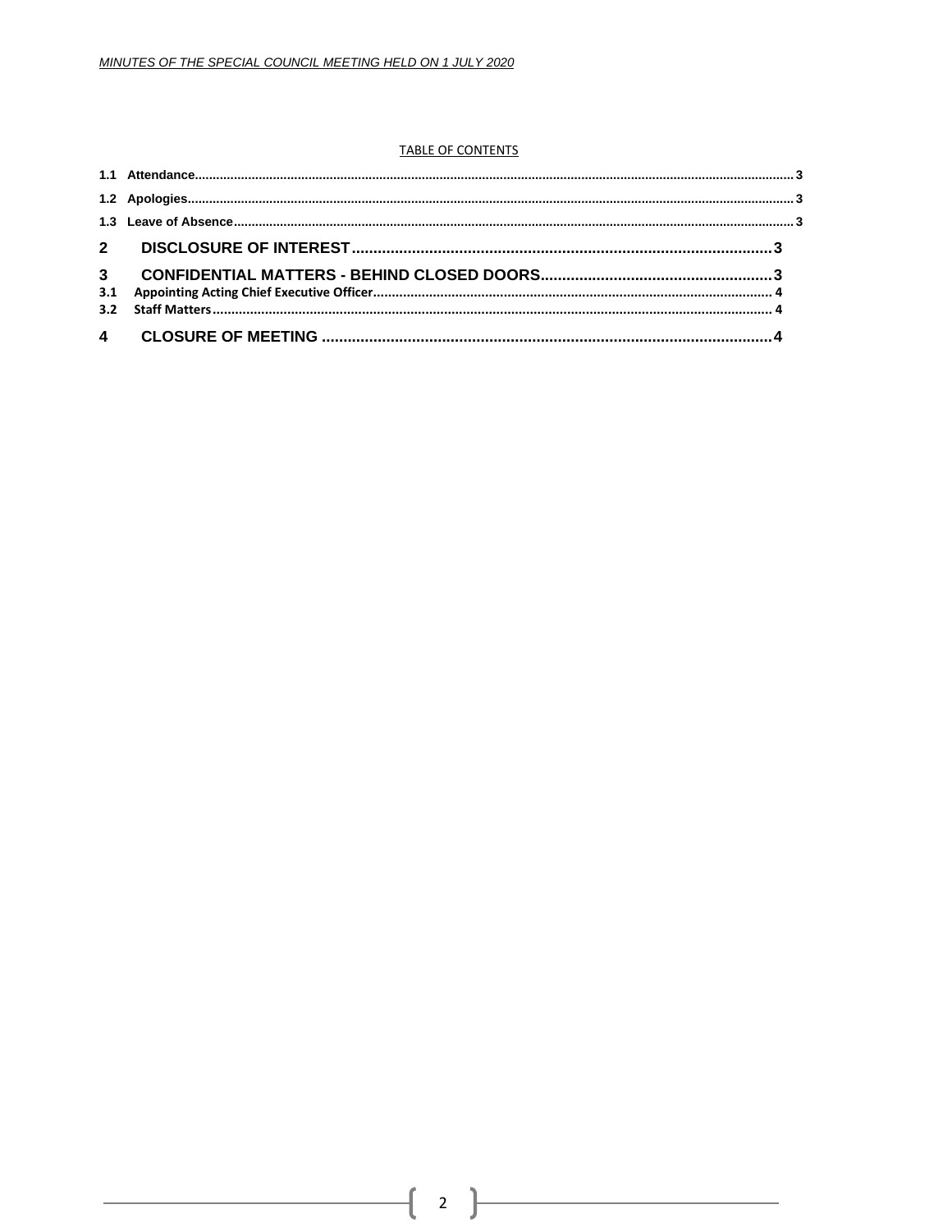TABLE OF CONTENTS

1.1 Attendance.......... 3

1.2 Apologies.......... 3

1.3 Leave of Absence.......... 3

**2 DISCLOSURE OF INTEREST.......... 3**

**3 CONFIDENTIAL MATTERS - BEHIND CLOSED DOORS.......... 3**

3.1 Appointing Acting Chief Executive Officer.......... 4

3.2 Staff Matters.......... 4

**4 CLOSURE OF MEETING.......... 4**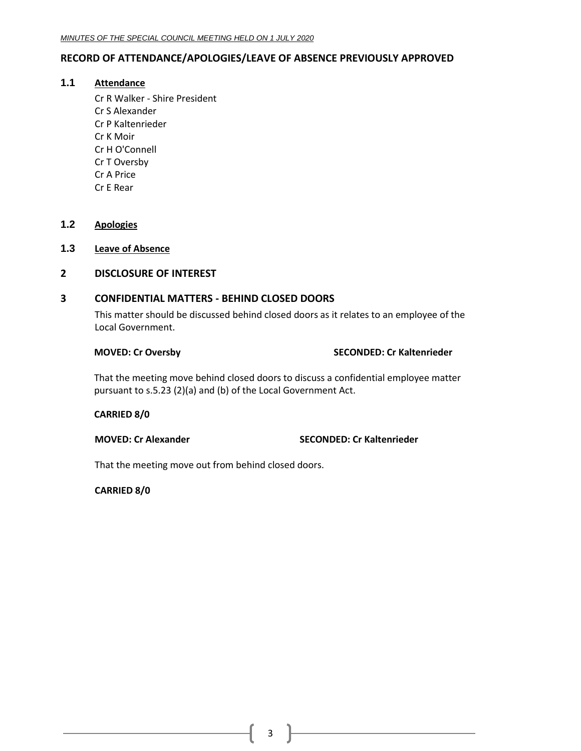## RECORD OF ATTENDANCE/APOLOGIES/LEAVE OF ABSENCE PREVIOUSLY APPROVED

### 1.1 Attendance

Cr R Walker - Shire President
Cr S Alexander
Cr P Kaltenrieder
Cr K Moir
Cr H O'Connell
Cr T Oversby
Cr A Price
Cr E Rear

### 1.2 Apologies

### 1.3 Leave of Absence

## 2 DISCLOSURE OF INTEREST

## 3 CONFIDENTIAL MATTERS - BEHIND CLOSED DOORS

This matter should be discussed behind closed doors as it relates to an employee of the Local Government.

**MOVED: Cr Oversby** **SECONDED: Cr Kaltenrieder**

That the meeting move behind closed doors to discuss a confidential employee matter pursuant to s.5.23 (2)(a) and (b) of the Local Government Act.

**CARRIED 8/0**

**MOVED: Cr Alexander** **SECONDED: Cr Kaltenrieder**

That the meeting move out from behind closed doors.

**CARRIED 8/0**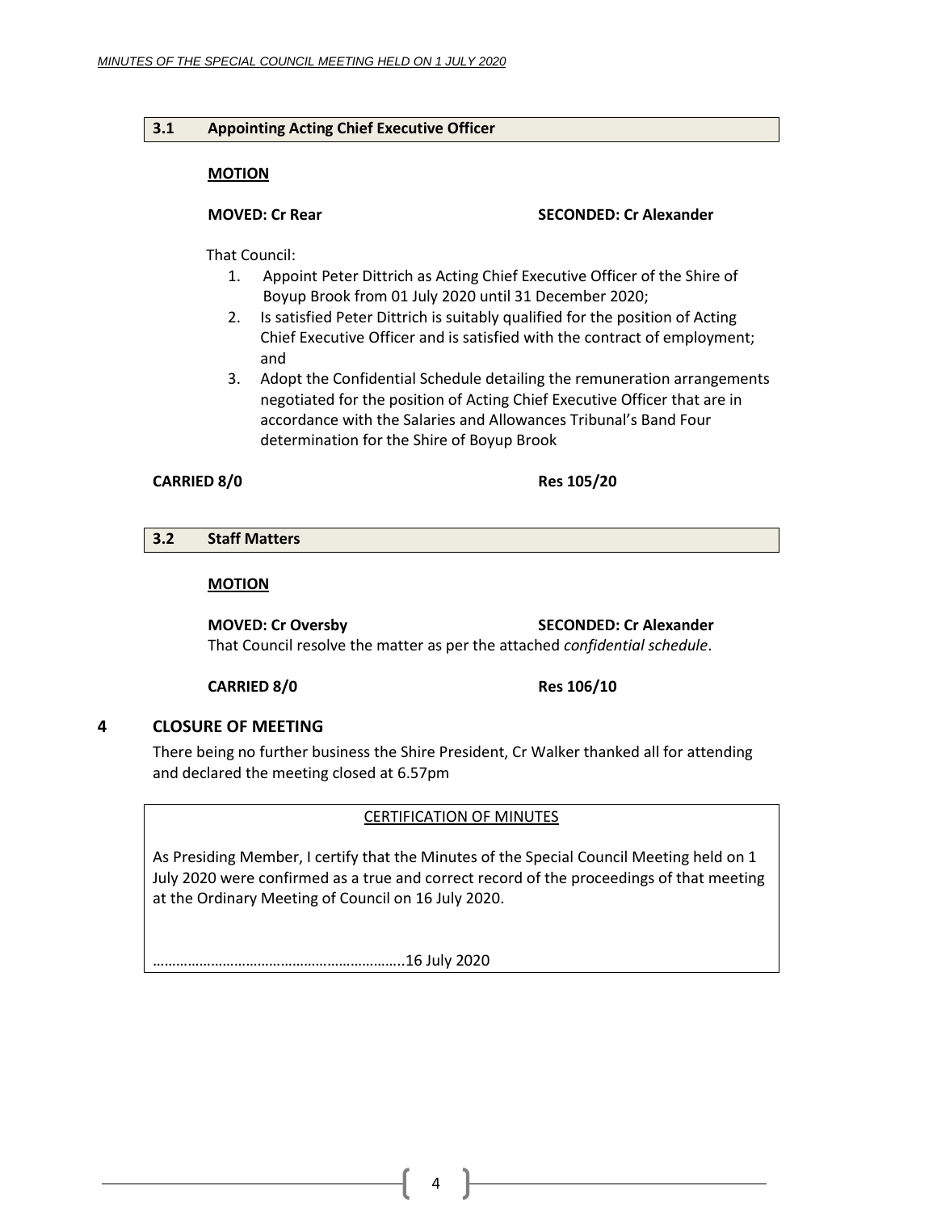### 3.1 Appointing Acting Chief Executive Officer

**MOTION**

**MOVED: Cr Rear** **SECONDED: Cr Alexander**

That Council:

1. Appoint Peter Dittrich as Acting Chief Executive Officer of the Shire of Boyup Brook from 01 July 2020 until 31 December 2020;
2. Is satisfied Peter Dittrich is suitably qualified for the position of Acting Chief Executive Officer and is satisfied with the contract of employment; and
3. Adopt the Confidential Schedule detailing the remuneration arrangements negotiated for the position of Acting Chief Executive Officer that are in accordance with the Salaries and Allowances Tribunal's Band Four determination for the Shire of Boyup Brook

**CARRIED 8/0** **Res 105/20**

### 3.2 Staff Matters

**MOTION**

**MOVED: Cr Oversby** **SECONDED: Cr Alexander**

That Council resolve the matter as per the attached *confidential schedule*.

**CARRIED 8/0** **Res 106/10**

## 4 CLOSURE OF MEETING

There being no further business the Shire President, Cr Walker thanked all for attending and declared the meeting closed at 6.57pm

CERTIFICATION OF MINUTES

As Presiding Member, I certify that the Minutes of the Special Council Meeting held on 1 July 2020 were confirmed as a true and correct record of the proceedings of that meeting at the Ordinary Meeting of Council on 16 July 2020.

………………………………………………………..16 July 2020